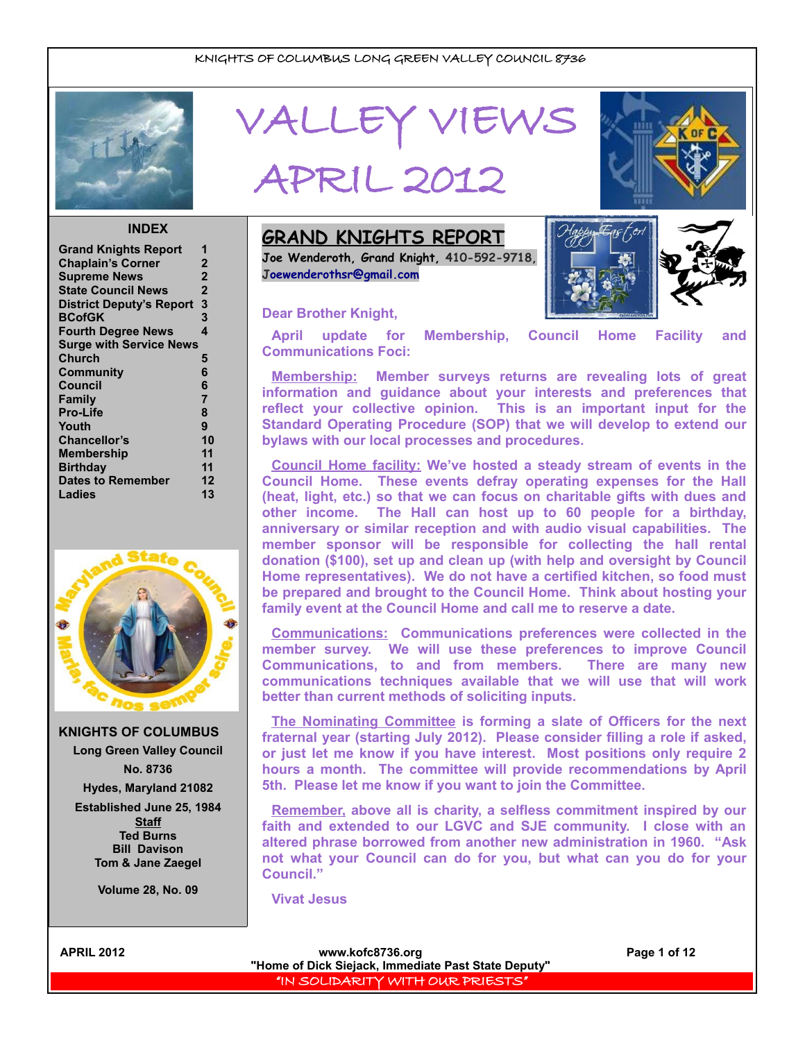KNIGHTS OF COLUMBUS LONG GREEN VALLEY COUNCIL 8736

# VALLEY VIEWS APRIL 2012

## INDEX

| | |
|---|---|
| Grand Knights Report | 1 |
| Chaplain's Corner | 2 |
| Supreme News | 2 |
| State Council News | 2 |
| District Deputy's Report | 3 |
| BCofGK | 3 |
| Fourth Degree News | 4 |
| Surge with Service News | |
| Church | 5 |
| Community | 6 |
| Council | 6 |
| Family | 7 |
| Pro-Life | 8 |
| Youth | 9 |
| Chancellor's | 10 |
| Membership | 11 |
| Birthday | 11 |
| Dates to Remember | 12 |
| Ladies | 13 |

**KNIGHTS OF COLUMBUS**
Long Green Valley Council
No. 8736
Hydes, Maryland 21082
Established June 25, 1984

**Staff**
Ted Burns
Bill Davison
Tom & Jane Zaegel

Volume 28, No. 09

## GRAND KNIGHTS REPORT

Joe Wenderoth, Grand Knight, 410-592-9718, Joewenderothsr@gmail.com

Dear Brother Knight,

April update for Membership, Council Home Facility and Communications Foci:

**Membership:** Member surveys returns are revealing lots of great information and guidance about your interests and preferences that reflect your collective opinion. This is an important input for the Standard Operating Procedure (SOP) that we will develop to extend our bylaws with our local processes and procedures.

**Council Home facility:** We've hosted a steady stream of events in the Council Home. These events defray operating expenses for the Hall (heat, light, etc.) so that we can focus on charitable gifts with dues and other income. The Hall can host up to 60 people for a birthday, anniversary or similar reception and with audio visual capabilities. The member sponsor will be responsible for collecting the hall rental donation ($100), set up and clean up (with help and oversight by Council Home representatives). We do not have a certified kitchen, so food must be prepared and brought to the Council Home. Think about hosting your family event at the Council Home and call me to reserve a date.

**Communications:** Communications preferences were collected in the member survey. We will use these preferences to improve Council Communications, to and from members. There are many new communications techniques available that we will use that will work better than current methods of soliciting inputs.

**The Nominating Committee** is forming a slate of Officers for the next fraternal year (starting July 2012). Please consider filling a role if asked, or just let me know if you have interest. Most positions only require 2 hours a month. The committee will provide recommendations by April 5th. Please let me know if you want to join the Committee.

**Remember,** above all is charity, a selfless commitment inspired by our faith and extended to our LGVC and SJE community. I close with an altered phrase borrowed from another new administration in 1960. "Ask not what your Council can do for you, but what can you do for your Council."

Vivat Jesus

APRIL 2012 www.kofc8736.org
"Home of Dick Siejack, Immediate Past State Deputy"
"IN SOLIDARITY WITH OUR PRIESTS"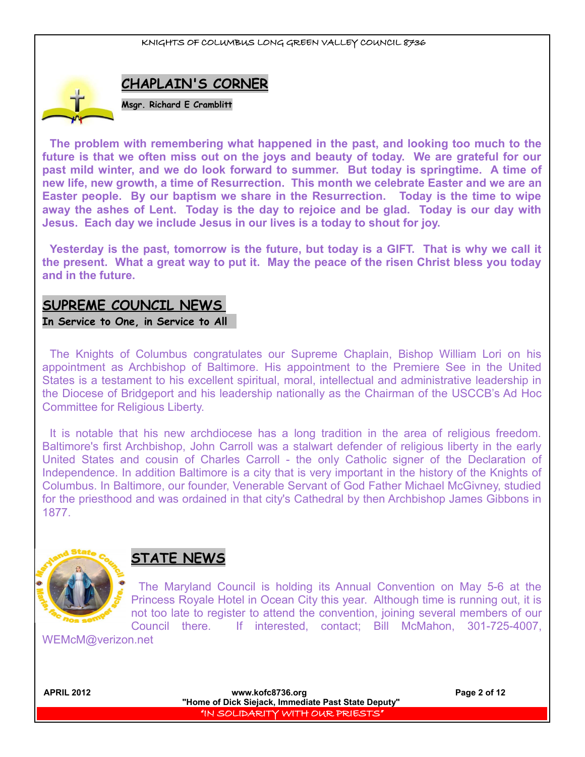## CHAPLAIN'S CORNER

**Msgr. Richard E Cramblitt**

**The problem with remembering what happened in the past, and looking too much to the future is that we often miss out on the joys and beauty of today. We are grateful for our past mild winter, and we do look forward to summer. But today is springtime. A time of new life, new growth, a time of Resurrection. This month we celebrate Easter and we are an Easter people. By our baptism we share in the Resurrection. Today is the time to wipe away the ashes of Lent. Today is the day to rejoice and be glad. Today is our day with Jesus. Each day we include Jesus in our lives is a today to shout for joy.**

**Yesterday is the past, tomorrow is the future, but today is a GIFT. That is why we call it the present. What a great way to put it. May the peace of the risen Christ bless you today and in the future.**

## SUPREME COUNCIL NEWS

**In Service to One, in Service to All**

The Knights of Columbus congratulates our Supreme Chaplain, Bishop William Lori on his appointment as Archbishop of Baltimore. His appointment to the Premiere See in the United States is a testament to his excellent spiritual, moral, intellectual and administrative leadership in the Diocese of Bridgeport and his leadership nationally as the Chairman of the USCCB's Ad Hoc Committee for Religious Liberty.

It is notable that his new archdiocese has a long tradition in the area of religious freedom. Baltimore's first Archbishop, John Carroll was a stalwart defender of religious liberty in the early United States and cousin of Charles Carroll - the only Catholic signer of the Declaration of Independence. In addition Baltimore is a city that is very important in the history of the Knights of Columbus. In Baltimore, our founder, Venerable Servant of God Father Michael McGivney, studied for the priesthood and was ordained in that city's Cathedral by then Archbishop James Gibbons in 1877.

## STATE NEWS

The Maryland Council is holding its Annual Convention on May 5-6 at the Princess Royale Hotel in Ocean City this year. Although time is running out, it is not too late to register to attend the convention, joining several members of our Council there. If interested, contact; Bill McMahon, 301-725-4007, WEMcM@verizon.net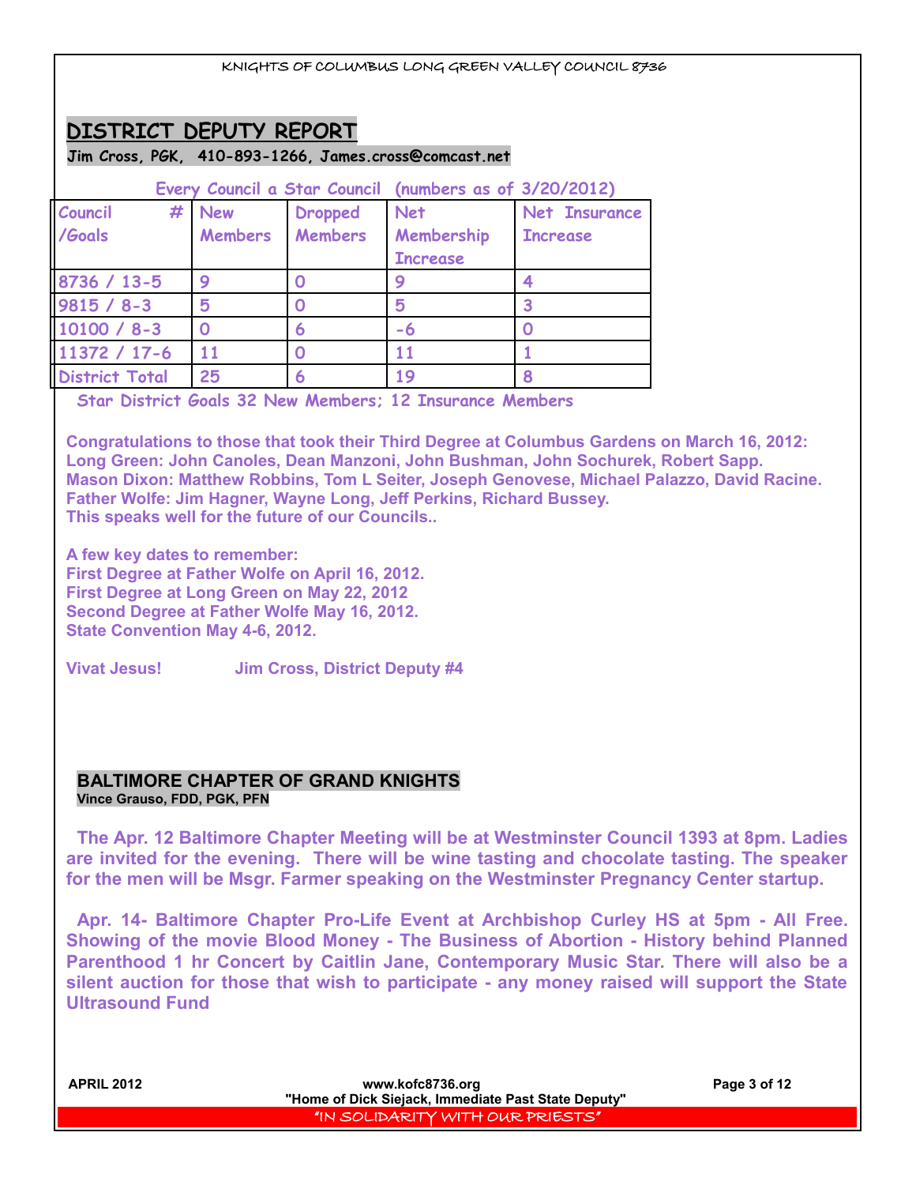## DISTRICT DEPUTY REPORT

**Jim Cross, PGK, 410-893-1266, James.cross@comcast.net**

Every Council a Star Council (numbers as of 3/20/2012)

| Council # /Goals | New Members | Dropped Members | Net Membership Increase | Net Insurance Increase |
|---|---|---|---|---|
| 8736 / 13-5 | 9 | 0 | 9 | 4 |
| 9815 / 8-3 | 5 | 0 | 5 | 3 |
| 10100 / 8-3 | 0 | 6 | -6 | 0 |
| 11372 / 17-6 | 11 | 0 | 11 | 1 |
| District Total | 25 | 6 | 19 | 8 |

Star District Goals 32 New Members; 12 Insurance Members

**Congratulations to those that took their Third Degree at Columbus Gardens on March 16, 2012:**
**Long Green: John Canoles, Dean Manzoni, John Bushman, John Sochurek, Robert Sapp.**
**Mason Dixon: Matthew Robbins, Tom L Seiter, Joseph Genovese, Michael Palazzo, David Racine.**
**Father Wolfe: Jim Hagner, Wayne Long, Jeff Perkins, Richard Bussey.**
**This speaks well for the future of our Councils..**

**A few key dates to remember:**
**First Degree at Father Wolfe on April 16, 2012.**
**First Degree at Long Green on May 22, 2012**
**Second Degree at Father Wolfe May 16, 2012.**
**State Convention May 4-6, 2012.**

**Vivat Jesus!** **Jim Cross, District Deputy #4**

## BALTIMORE CHAPTER OF GRAND KNIGHTS

**Vince Grauso, FDD, PGK, PFN**

**The Apr. 12 Baltimore Chapter Meeting will be at Westminster Council 1393 at 8pm. Ladies are invited for the evening. There will be wine tasting and chocolate tasting. The speaker for the men will be Msgr. Farmer speaking on the Westminster Pregnancy Center startup.**

**Apr. 14- Baltimore Chapter Pro-Life Event at Archbishop Curley HS at 5pm - All Free. Showing of the movie Blood Money - The Business of Abortion - History behind Planned Parenthood 1 hr Concert by Caitlin Jane, Contemporary Music Star. There will also be a silent auction for those that wish to participate - any money raised will support the State Ultrasound Fund**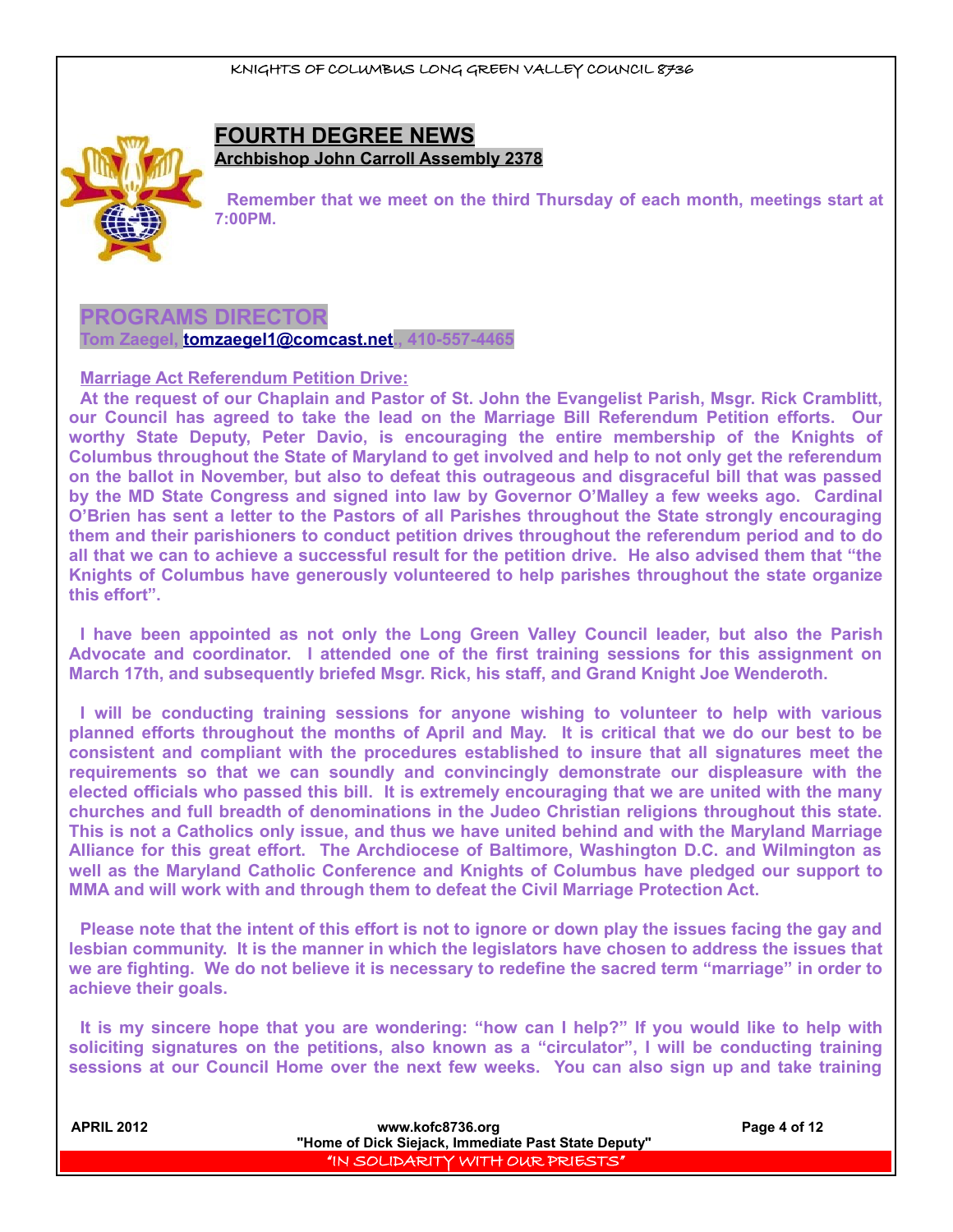## FOURTH DEGREE NEWS

### Archbishop John Carroll Assembly 2378

Remember that we meet on the third Thursday of each month, meetings start at 7:00PM.

## PROGRAMS DIRECTOR

**Tom Zaegel, tomzaegel1@comcast.net., 410-557-4465**

**Marriage Act Referendum Petition Drive:**

**At the request of our Chaplain and Pastor of St. John the Evangelist Parish, Msgr. Rick Cramblitt, our Council has agreed to take the lead on the Marriage Bill Referendum Petition efforts. Our worthy State Deputy, Peter Davio, is encouraging the entire membership of the Knights of Columbus throughout the State of Maryland to get involved and help to not only get the referendum on the ballot in November, but also to defeat this outrageous and disgraceful bill that was passed by the MD State Congress and signed into law by Governor O'Malley a few weeks ago. Cardinal O'Brien has sent a letter to the Pastors of all Parishes throughout the State strongly encouraging them and their parishioners to conduct petition drives throughout the referendum period and to do all that we can to achieve a successful result for the petition drive. He also advised them that "the Knights of Columbus have generously volunteered to help parishes throughout the state organize this effort".**

**I have been appointed as not only the Long Green Valley Council leader, but also the Parish Advocate and coordinator. I attended one of the first training sessions for this assignment on March 17th, and subsequently briefed Msgr. Rick, his staff, and Grand Knight Joe Wenderoth.**

**I will be conducting training sessions for anyone wishing to volunteer to help with various planned efforts throughout the months of April and May. It is critical that we do our best to be consistent and compliant with the procedures established to insure that all signatures meet the requirements so that we can soundly and convincingly demonstrate our displeasure with the elected officials who passed this bill. It is extremely encouraging that we are united with the many churches and full breadth of denominations in the Judeo Christian religions throughout this state. This is not a Catholics only issue, and thus we have united behind and with the Maryland Marriage Alliance for this great effort. The Archdiocese of Baltimore, Washington D.C. and Wilmington as well as the Maryland Catholic Conference and Knights of Columbus have pledged our support to MMA and will work with and through them to defeat the Civil Marriage Protection Act.**

**Please note that the intent of this effort is not to ignore or down play the issues facing the gay and lesbian community. It is the manner in which the legislators have chosen to address the issues that we are fighting. We do not believe it is necessary to redefine the sacred term "marriage" in order to achieve their goals.**

**It is my sincere hope that you are wondering: "how can I help?" If you would like to help with soliciting signatures on the petitions, also known as a "circulator", I will be conducting training sessions at our Council Home over the next few weeks. You can also sign up and take training**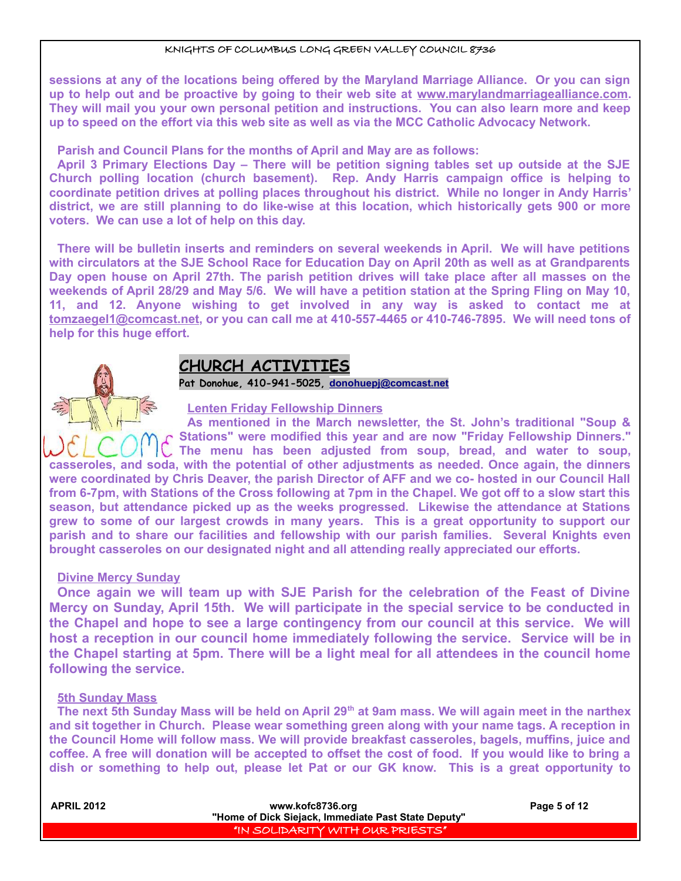**sessions at any of the locations being offered by the Maryland Marriage Alliance. Or you can sign up to help out and be proactive by going to their web site at www.marylandmarriagealliance.com. They will mail you your own personal petition and instructions. You can also learn more and keep up to speed on the effort via this web site as well as via the MCC Catholic Advocacy Network.**

**Parish and Council Plans for the months of April and May are as follows:**

**April 3 Primary Elections Day – There will be petition signing tables set up outside at the SJE Church polling location (church basement). Rep. Andy Harris campaign office is helping to coordinate petition drives at polling places throughout his district. While no longer in Andy Harris' district, we are still planning to do like-wise at this location, which historically gets 900 or more voters. We can use a lot of help on this day.**

**There will be bulletin inserts and reminders on several weekends in April. We will have petitions with circulators at the SJE School Race for Education Day on April 20th as well as at Grandparents Day open house on April 27th. The parish petition drives will take place after all masses on the weekends of April 28/29 and May 5/6. We will have a petition station at the Spring Fling on May 10, 11, and 12. Anyone wishing to get involved in any way is asked to contact me at tomzaegel1@comcast.net, or you can call me at 410-557-4465 or 410-746-7895. We will need tons of help for this huge effort.**

## CHURCH ACTIVITIES

**Pat Donohue, 410-941-5025, donohuepj@comcast.net**

### Lenten Friday Fellowship Dinners

**As mentioned in the March newsletter, the St. John's traditional "Soup & Stations" were modified this year and are now "Friday Fellowship Dinners." The menu has been adjusted from soup, bread, and water to soup, casseroles, and soda, with the potential of other adjustments as needed. Once again, the dinners were coordinated by Chris Deaver, the parish Director of AFF and we co- hosted in our Council Hall from 6-7pm, with Stations of the Cross following at 7pm in the Chapel. We got off to a slow start this season, but attendance picked up as the weeks progressed. Likewise the attendance at Stations grew to some of our largest crowds in many years. This is a great opportunity to support our parish and to share our facilities and fellowship with our parish families. Several Knights even brought casseroles on our designated night and all attending really appreciated our efforts.**

### Divine Mercy Sunday

**Once again we will team up with SJE Parish for the celebration of the Feast of Divine Mercy on Sunday, April 15th. We will participate in the special service to be conducted in the Chapel and hope to see a large contingency from our council at this service. We will host a reception in our council home immediately following the service. Service will be in the Chapel starting at 5pm. There will be a light meal for all attendees in the council home following the service.**

### 5th Sunday Mass

**The next 5th Sunday Mass will be held on April 29th at 9am mass. We will again meet in the narthex and sit together in Church. Please wear something green along with your name tags. A reception in the Council Home will follow mass. We will provide breakfast casseroles, bagels, muffins, juice and coffee. A free will donation will be accepted to offset the cost of food. If you would like to bring a dish or something to help out, please let Pat or our GK know. This is a great opportunity to**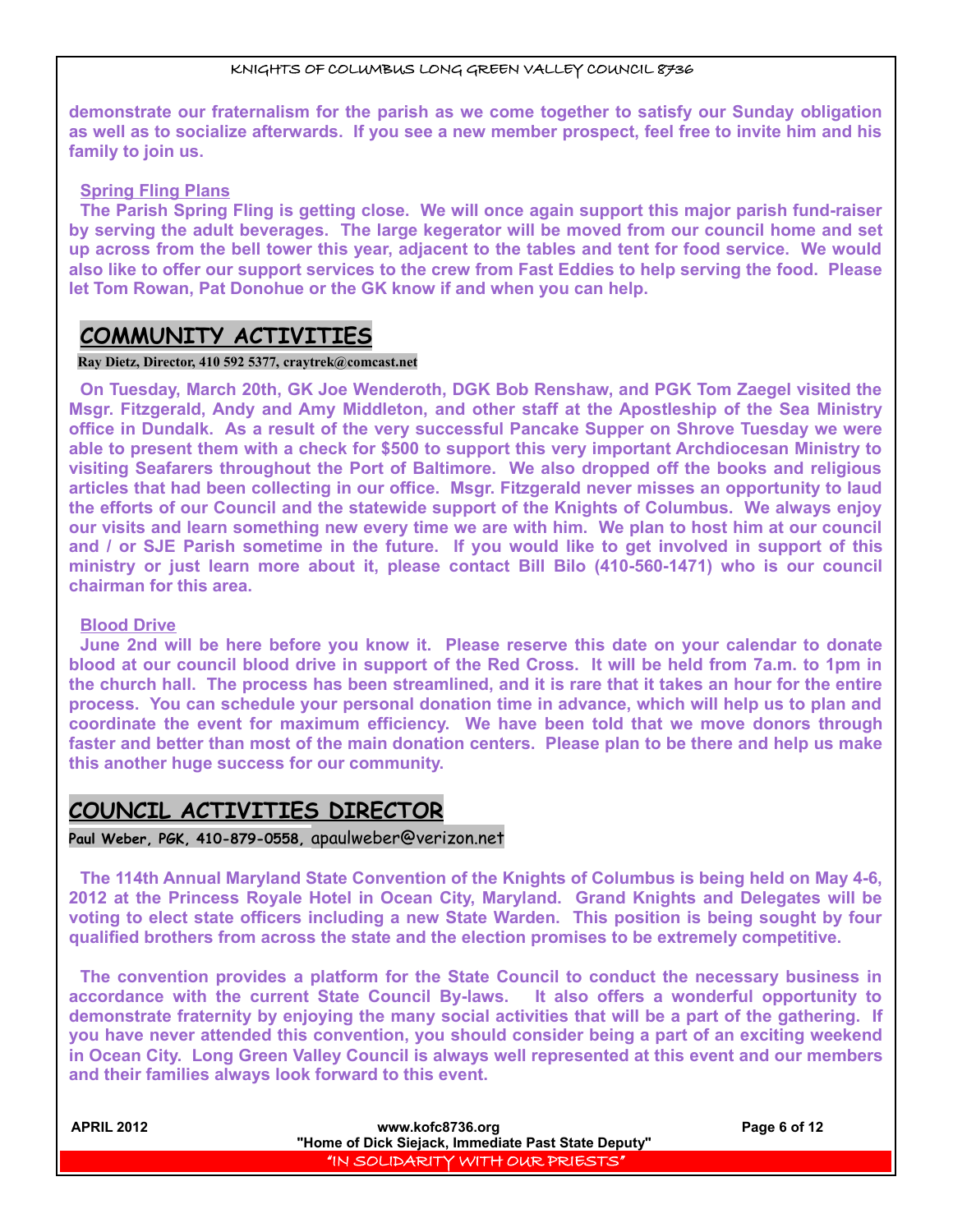demonstrate our fraternalism for the parish as we come together to satisfy our Sunday obligation as well as to socialize afterwards. If you see a new member prospect, feel free to invite him and his family to join us.

**Spring Fling Plans**

The Parish Spring Fling is getting close. We will once again support this major parish fund-raiser by serving the adult beverages. The large kegerator will be moved from our council home and set up across from the bell tower this year, adjacent to the tables and tent for food service. We would also like to offer our support services to the crew from Fast Eddies to help serving the food. Please let Tom Rowan, Pat Donohue or the GK know if and when you can help.

## COMMUNITY ACTIVITIES

**Ray Dietz, Director, 410 592 5377, craytrek@comcast.net**

On Tuesday, March 20th, GK Joe Wenderoth, DGK Bob Renshaw, and PGK Tom Zaegel visited the Msgr. Fitzgerald, Andy and Amy Middleton, and other staff at the Apostleship of the Sea Ministry office in Dundalk. As a result of the very successful Pancake Supper on Shrove Tuesday we were able to present them with a check for $500 to support this very important Archdiocesan Ministry to visiting Seafarers throughout the Port of Baltimore. We also dropped off the books and religious articles that had been collecting in our office. Msgr. Fitzgerald never misses an opportunity to laud the efforts of our Council and the statewide support of the Knights of Columbus. We always enjoy our visits and learn something new every time we are with him. We plan to host him at our council and / or SJE Parish sometime in the future. If you would like to get involved in support of this ministry or just learn more about it, please contact Bill Bilo (410-560-1471) who is our council chairman for this area.

**Blood Drive**

June 2nd will be here before you know it. Please reserve this date on your calendar to donate blood at our council blood drive in support of the Red Cross. It will be held from 7a.m. to 1pm in the church hall. The process has been streamlined, and it is rare that it takes an hour for the entire process. You can schedule your personal donation time in advance, which will help us to plan and coordinate the event for maximum efficiency. We have been told that we move donors through faster and better than most of the main donation centers. Please plan to be there and help us make this another huge success for our community.

## COUNCIL ACTIVITIES DIRECTOR

**Paul Weber, PGK, 410-879-0558,** apaulweber@verizon.net

The 114th Annual Maryland State Convention of the Knights of Columbus is being held on May 4-6, 2012 at the Princess Royale Hotel in Ocean City, Maryland. Grand Knights and Delegates will be voting to elect state officers including a new State Warden. This position is being sought by four qualified brothers from across the state and the election promises to be extremely competitive.

The convention provides a platform for the State Council to conduct the necessary business in accordance with the current State Council By-laws. It also offers a wonderful opportunity to demonstrate fraternity by enjoying the many social activities that will be a part of the gathering. If you have never attended this convention, you should consider being a part of an exciting weekend in Ocean City. Long Green Valley Council is always well represented at this event and our members and their families always look forward to this event.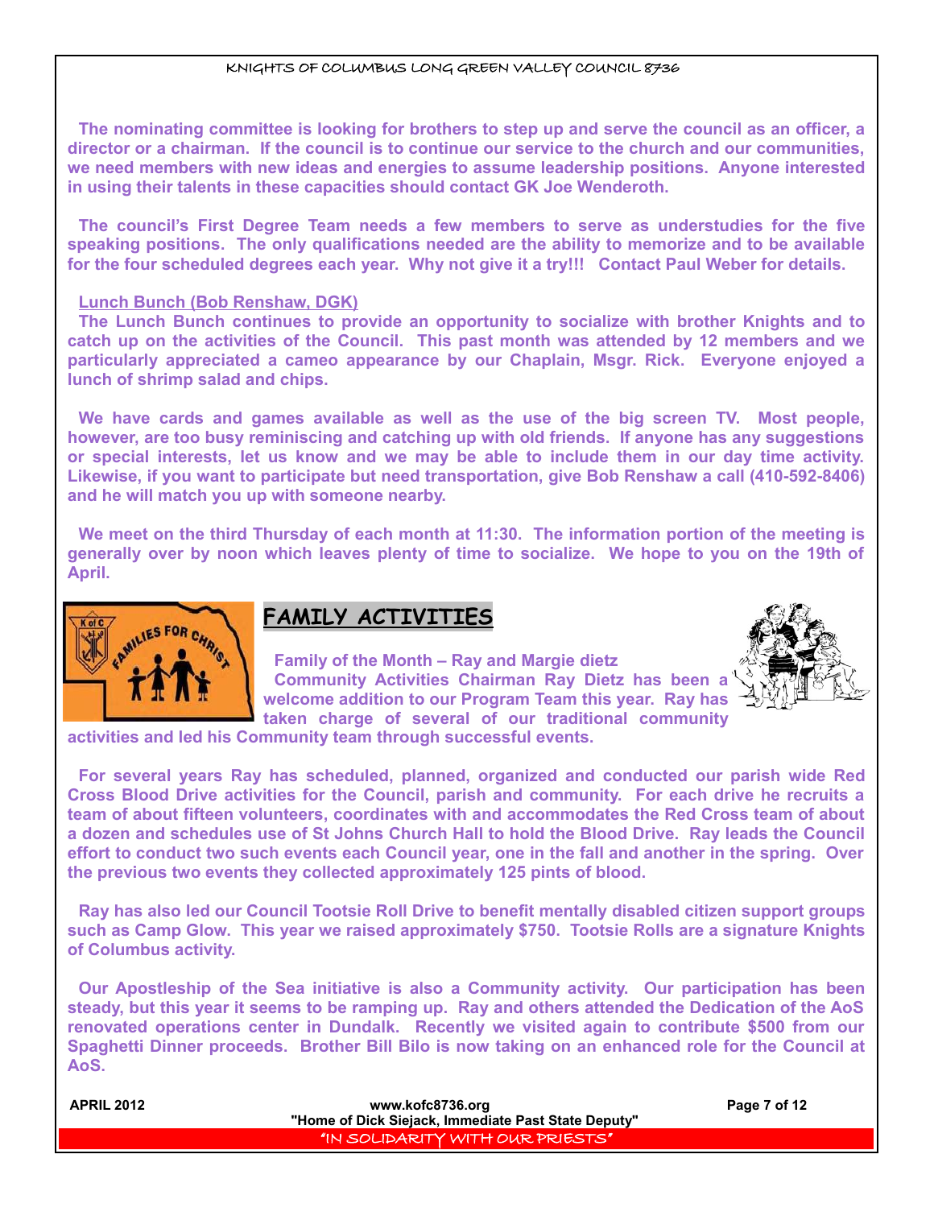**The nominating committee is looking for brothers to step up and serve the council as an officer, a director or a chairman. If the council is to continue our service to the church and our communities, we need members with new ideas and energies to assume leadership positions. Anyone interested in using their talents in these capacities should contact GK Joe Wenderoth.**

**The council's First Degree Team needs a few members to serve as understudies for the five speaking positions. The only qualifications needed are the ability to memorize and to be available for the four scheduled degrees each year. Why not give it a try!!! Contact Paul Weber for details.**

**Lunch Bunch (Bob Renshaw, DGK)**

**The Lunch Bunch continues to provide an opportunity to socialize with brother Knights and to catch up on the activities of the Council. This past month was attended by 12 members and we particularly appreciated a cameo appearance by our Chaplain, Msgr. Rick. Everyone enjoyed a lunch of shrimp salad and chips.**

**We have cards and games available as well as the use of the big screen TV. Most people, however, are too busy reminiscing and catching up with old friends. If anyone has any suggestions or special interests, let us know and we may be able to include them in our day time activity. Likewise, if you want to participate but need transportation, give Bob Renshaw a call (410-592-8406) and he will match you up with someone nearby.**

**We meet on the third Thursday of each month at 11:30. The information portion of the meeting is generally over by noon which leaves plenty of time to socialize. We hope to you on the 19th of April.**

## FAMILY ACTIVITIES

**Family of the Month – Ray and Margie dietz**

**Community Activities Chairman Ray Dietz has been a welcome addition to our Program Team this year. Ray has taken charge of several of our traditional community activities and led his Community team through successful events.**

**For several years Ray has scheduled, planned, organized and conducted our parish wide Red Cross Blood Drive activities for the Council, parish and community. For each drive he recruits a team of about fifteen volunteers, coordinates with and accommodates the Red Cross team of about a dozen and schedules use of St Johns Church Hall to hold the Blood Drive. Ray leads the Council effort to conduct two such events each Council year, one in the fall and another in the spring. Over the previous two events they collected approximately 125 pints of blood.**

**Ray has also led our Council Tootsie Roll Drive to benefit mentally disabled citizen support groups such as Camp Glow. This year we raised approximately $750. Tootsie Rolls are a signature Knights of Columbus activity.**

**Our Apostleship of the Sea initiative is also a Community activity. Our participation has been steady, but this year it seems to be ramping up. Ray and others attended the Dedication of the AoS renovated operations center in Dundalk. Recently we visited again to contribute $500 from our Spaghetti Dinner proceeds. Brother Bill Bilo is now taking on an enhanced role for the Council at AoS.**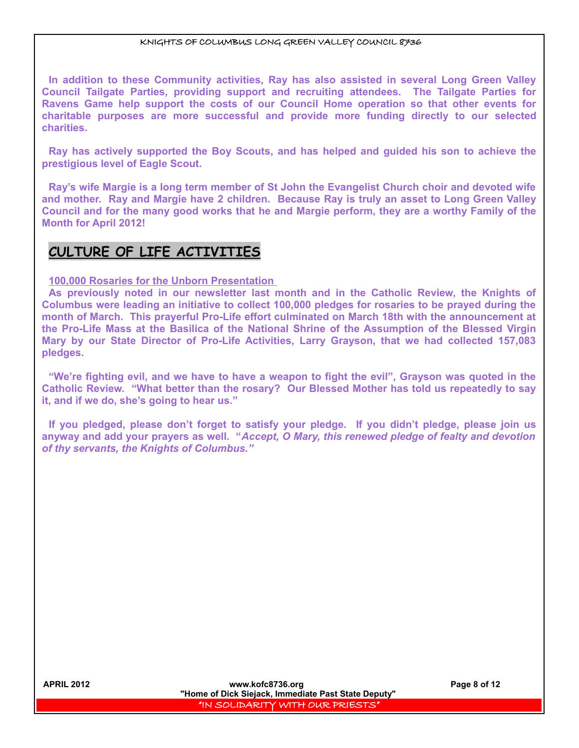**In addition to these Community activities, Ray has also assisted in several Long Green Valley Council Tailgate Parties, providing support and recruiting attendees. The Tailgate Parties for Ravens Game help support the costs of our Council Home operation so that other events for charitable purposes are more successful and provide more funding directly to our selected charities.**

**Ray has actively supported the Boy Scouts, and has helped and guided his son to achieve the prestigious level of Eagle Scout.**

**Ray's wife Margie is a long term member of St John the Evangelist Church choir and devoted wife and mother. Ray and Margie have 2 children. Because Ray is truly an asset to Long Green Valley Council and for the many good works that he and Margie perform, they are a worthy Family of the Month for April 2012!**

## CULTURE OF LIFE ACTIVITIES

**100,000 Rosaries for the Unborn Presentation**

**As previously noted in our newsletter last month and in the Catholic Review, the Knights of Columbus were leading an initiative to collect 100,000 pledges for rosaries to be prayed during the month of March. This prayerful Pro-Life effort culminated on March 18th with the announcement at the Pro-Life Mass at the Basilica of the National Shrine of the Assumption of the Blessed Virgin Mary by our State Director of Pro-Life Activities, Larry Grayson, that we had collected 157,083 pledges.**

**"We're fighting evil, and we have to have a weapon to fight the evil", Grayson was quoted in the Catholic Review. "What better than the rosary? Our Blessed Mother has told us repeatedly to say it, and if we do, she's going to hear us."**

**If you pledged, please don't forget to satisfy your pledge. If you didn't pledge, please join us anyway and add your prayers as well. "*Accept, O Mary, this renewed pledge of fealty and devotion of thy servants, the Knights of Columbus.*"**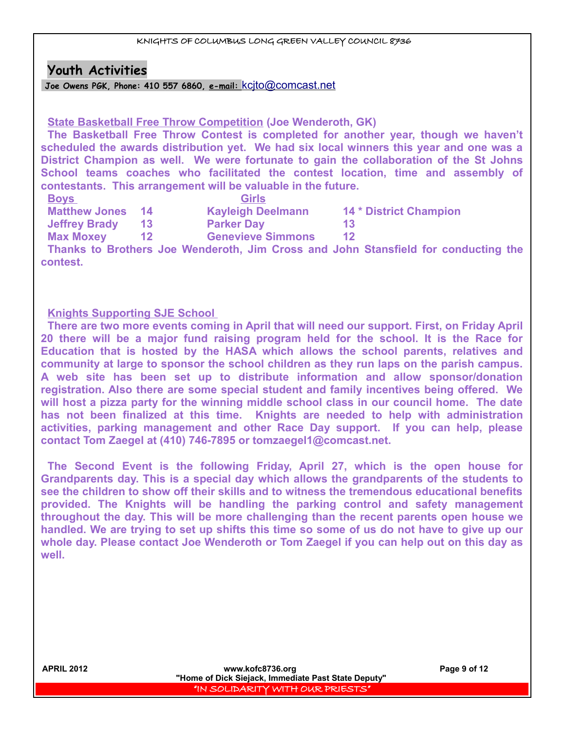## Youth Activities

**Joe Owens PGK, Phone: 410 557 6860, e-mail: kcjto@comcast.net**

**State Basketball Free Throw Competition (Joe Wenderoth, GK)**

**The Basketball Free Throw Contest is completed for another year, though we haven't scheduled the awards distribution yet. We had six local winners this year and one was a District Champion as well. We were fortunate to gain the collaboration of the St Johns School teams coaches who facilitated the contest location, time and assembly of contestants. This arrangement will be valuable in the future.**

| Boys | | Girls | |
|---|---|---|---|
| Matthew Jones | 14 | Kayleigh Deelmann | 14 * District Champion |
| Jeffrey Brady | 13 | Parker Day | 13 |
| Max Moxey | 12 | Genevieve Simmons | 12 |

**Thanks to Brothers Joe Wenderoth, Jim Cross and John Stansfield for conducting the contest.**

**Knights Supporting SJE School**

**There are two more events coming in April that will need our support. First, on Friday April 20 there will be a major fund raising program held for the school. It is the Race for Education that is hosted by the HASA which allows the school parents, relatives and community at large to sponsor the school children as they run laps on the parish campus. A web site has been set up to distribute information and allow sponsor/donation registration. Also there are some special student and family incentives being offered. We will host a pizza party for the winning middle school class in our council home. The date has not been finalized at this time. Knights are needed to help with administration activities, parking management and other Race Day support. If you can help, please contact Tom Zaegel at (410) 746-7895 or tomzaegel1@comcast.net.**

**The Second Event is the following Friday, April 27, which is the open house for Grandparents day. This is a special day which allows the grandparents of the students to see the children to show off their skills and to witness the tremendous educational benefits provided. The Knights will be handling the parking control and safety management throughout the day. This will be more challenging than the recent parents open house we handled. We are trying to set up shifts this time so some of us do not have to give up our whole day. Please contact Joe Wenderoth or Tom Zaegel if you can help out on this day as well.**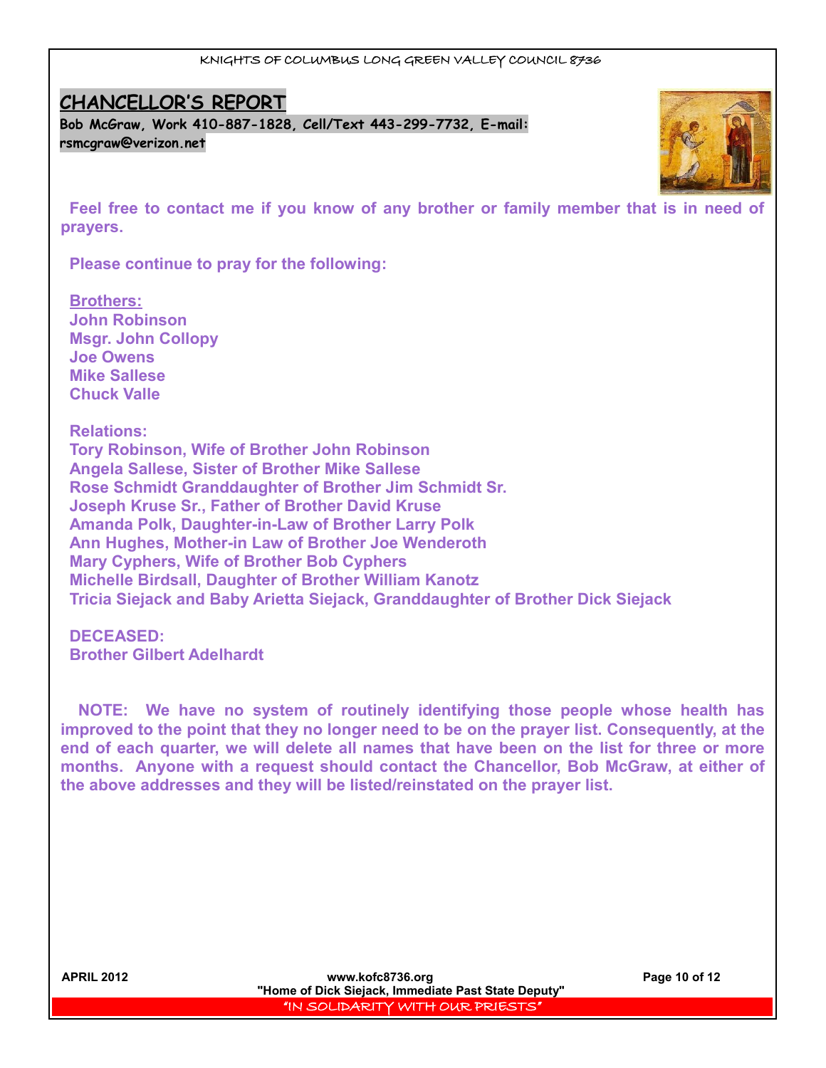## CHANCELLOR'S REPORT

**Bob McGraw, Work 410-887-1828, Cell/Text 443-299-7732, E-mail: rsmcgraw@verizon.net**

**Feel free to contact me if you know of any brother or family member that is in need of prayers.**

**Please continue to pray for the following:**

**Brothers:**
**John Robinson**
**Msgr. John Collopy**
**Joe Owens**
**Mike Sallese**
**Chuck Valle**

**Relations:**
**Tory Robinson, Wife of Brother John Robinson**
**Angela Sallese, Sister of Brother Mike Sallese**
**Rose Schmidt Granddaughter of Brother Jim Schmidt Sr.**
**Joseph Kruse Sr., Father of Brother David Kruse**
**Amanda Polk, Daughter-in-Law of Brother Larry Polk**
**Ann Hughes, Mother-in Law of Brother Joe Wenderoth**
**Mary Cyphers, Wife of Brother Bob Cyphers**
**Michelle Birdsall, Daughter of Brother William Kanotz**
**Tricia Siejack and Baby Arietta Siejack, Granddaughter of Brother Dick Siejack**

**DECEASED:**
**Brother Gilbert Adelhardt**

**NOTE: We have no system of routinely identifying those people whose health has improved to the point that they no longer need to be on the prayer list. Consequently, at the end of each quarter, we will delete all names that have been on the list for three or more months. Anyone with a request should contact the Chancellor, Bob McGraw, at either of the above addresses and they will be listed/reinstated on the prayer list.**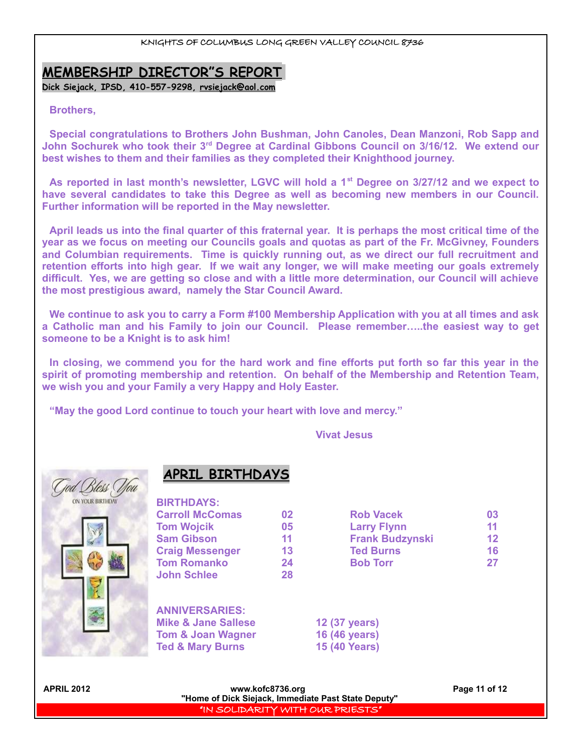## MEMBERSHIP DIRECTOR"S REPORT

**Dick Siejack, IPSD, 410-557-9298, rvsiejack@aol.com**

**Brothers,**

**Special congratulations to Brothers John Bushman, John Canoles, Dean Manzoni, Rob Sapp and John Sochurek who took their 3rd Degree at Cardinal Gibbons Council on 3/16/12. We extend our best wishes to them and their families as they completed their Knighthood journey.**

**As reported in last month's newsletter, LGVC will hold a 1st Degree on 3/27/12 and we expect to have several candidates to take this Degree as well as becoming new members in our Council. Further information will be reported in the May newsletter.**

**April leads us into the final quarter of this fraternal year. It is perhaps the most critical time of the year as we focus on meeting our Councils goals and quotas as part of the Fr. McGivney, Founders and Columbian requirements. Time is quickly running out, as we direct our full recruitment and retention efforts into high gear. If we wait any longer, we will make meeting our goals extremely difficult. Yes, we are getting so close and with a little more determination, our Council will achieve the most prestigious award, namely the Star Council Award.**

**We continue to ask you to carry a Form #100 Membership Application with you at all times and ask a Catholic man and his Family to join our Council. Please remember…..the easiest way to get someone to be a Knight is to ask him!**

**In closing, we commend you for the hard work and fine efforts put forth so far this year in the spirit of promoting membership and retention. On behalf of the Membership and Retention Team, we wish you and your Family a very Happy and Holy Easter.**

**"May the good Lord continue to touch your heart with love and mercy."**

**Vivat Jesus**

## APRIL BIRTHDAYS

**BIRTHDAYS:**

| Name | Day | Name | Day |
|---|---|---|---|
| Carroll McComas | 02 | Rob Vacek | 03 |
| Tom Wojcik | 05 | Larry Flynn | 11 |
| Sam Gibson | 11 | Frank Budzynski | 12 |
| Craig Messenger | 13 | Ted Burns | 16 |
| Tom Romanko | 24 | Bob Torr | 27 |
| John Schlee | 28 | | |

**ANNIVERSARIES:**

| Names | Date |
|---|---|
| Mike & Jane Sallese | 12 (37 years) |
| Tom & Joan Wagner | 16 (46 years) |
| Ted & Mary Burns | 15 (40 Years) |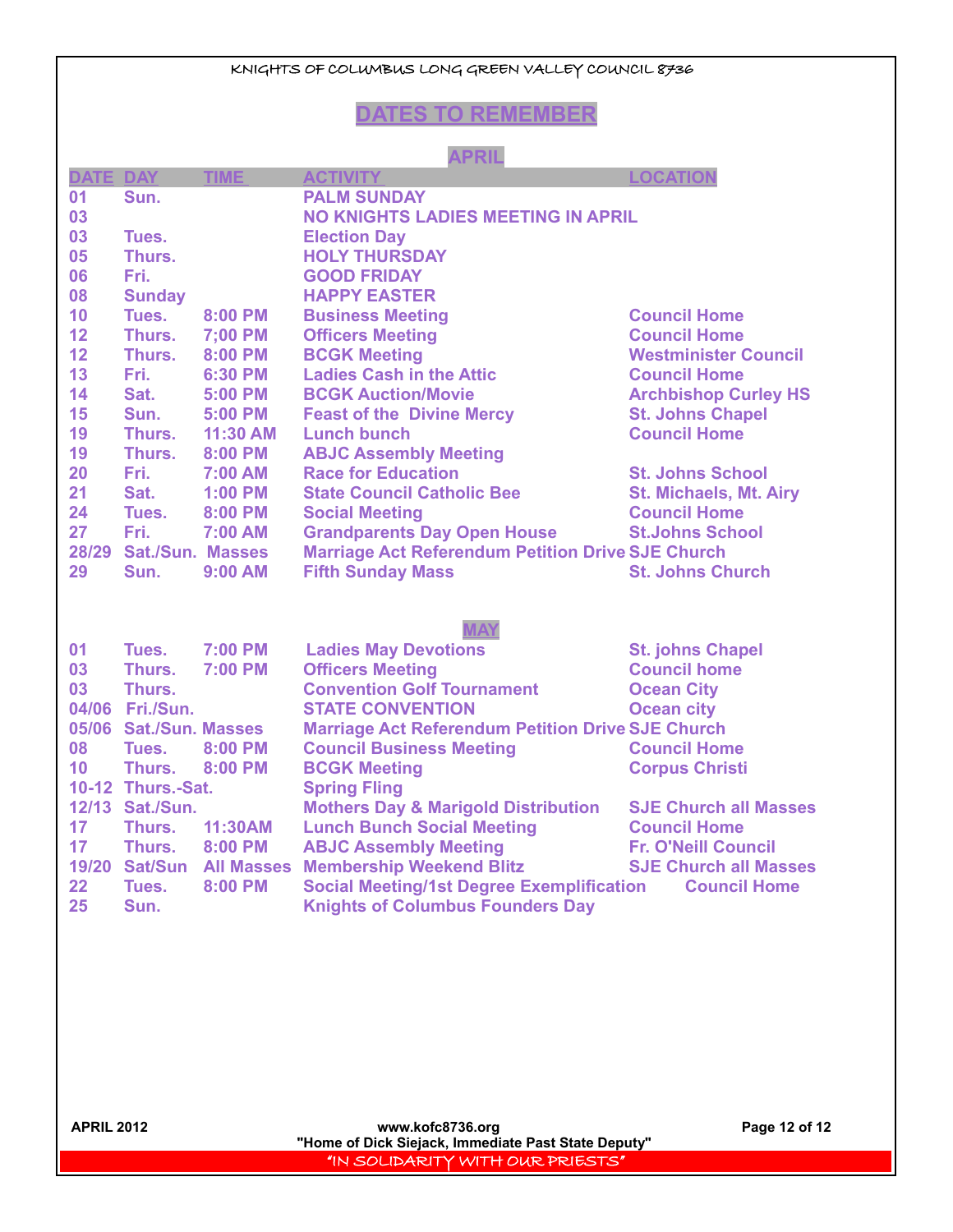# DATES TO REMEMBER

## APRIL

| DATE | DAY | TIME | ACTIVITY | LOCATION |
|---|---|---|---|---|
| 01 | Sun. | | PALM SUNDAY | |
| 03 | | | NO KNIGHTS LADIES MEETING IN APRIL | |
| 03 | Tues. | | Election Day | |
| 05 | Thurs. | | HOLY THURSDAY | |
| 06 | Fri. | | GOOD FRIDAY | |
| 08 | Sunday | | HAPPY EASTER | |
| 10 | Tues. | 8:00 PM | Business Meeting | Council Home |
| 12 | Thurs. | 7;00 PM | Officers Meeting | Council Home |
| 12 | Thurs. | 8:00 PM | BCGK Meeting | Westminister Council |
| 13 | Fri. | 6:30 PM | Ladies Cash in the Attic | Council Home |
| 14 | Sat. | 5:00 PM | BCGK Auction/Movie | Archbishop Curley HS |
| 15 | Sun. | 5:00 PM | Feast of the Divine Mercy | St. Johns Chapel |
| 19 | Thurs. | 11:30 AM | Lunch bunch | Council Home |
| 19 | Thurs. | 8:00 PM | ABJC Assembly Meeting | |
| 20 | Fri. | 7:00 AM | Race for Education | St. Johns School |
| 21 | Sat. | 1:00 PM | State Council Catholic Bee | St. Michaels, Mt. Airy |
| 24 | Tues. | 8:00 PM | Social Meeting | Council Home |
| 27 | Fri. | 7:00 AM | Grandparents Day Open House | St.Johns School |
| 28/29 | Sat./Sun. | Masses | Marriage Act Referendum Petition Drive | SJE Church |
| 29 | Sun. | 9:00 AM | Fifth Sunday Mass | St. Johns Church |

## MAY

| DATE | DAY | TIME | ACTIVITY | LOCATION |
|---|---|---|---|---|
| 01 | Tues. | 7:00 PM | Ladies May Devotions | St. johns Chapel |
| 03 | Thurs. | 7:00 PM | Officers Meeting | Council home |
| 03 | Thurs. | | Convention Golf Tournament | Ocean City |
| 04/06 | Fri./Sun. | | STATE CONVENTION | Ocean city |
| 05/06 | Sat./Sun. | Masses | Marriage Act Referendum Petition Drive | SJE Church |
| 08 | Tues. | 8:00 PM | Council Business Meeting | Council Home |
| 10 | Thurs. | 8:00 PM | BCGK Meeting | Corpus Christi |
| 10-12 | Thurs.-Sat. | | Spring Fling | |
| 12/13 | Sat./Sun. | | Mothers Day & Marigold Distribution | SJE Church all Masses |
| 17 | Thurs. | 11:30AM | Lunch Bunch Social Meeting | Council Home |
| 17 | Thurs. | 8:00 PM | ABJC Assembly Meeting | Fr. O'Neill Council |
| 19/20 | Sat/Sun | All Masses | Membership Weekend Blitz | SJE Church all Masses |
| 22 | Tues. | 8:00 PM | Social Meeting/1st Degree Exemplification | Council Home |
| 25 | Sun. | | Knights of Columbus Founders Day | |

www.kofc8736.org

"Home of Dick Siejack, Immediate Past State Deputy"

"IN SOLIDARITY WITH OUR PRIESTS"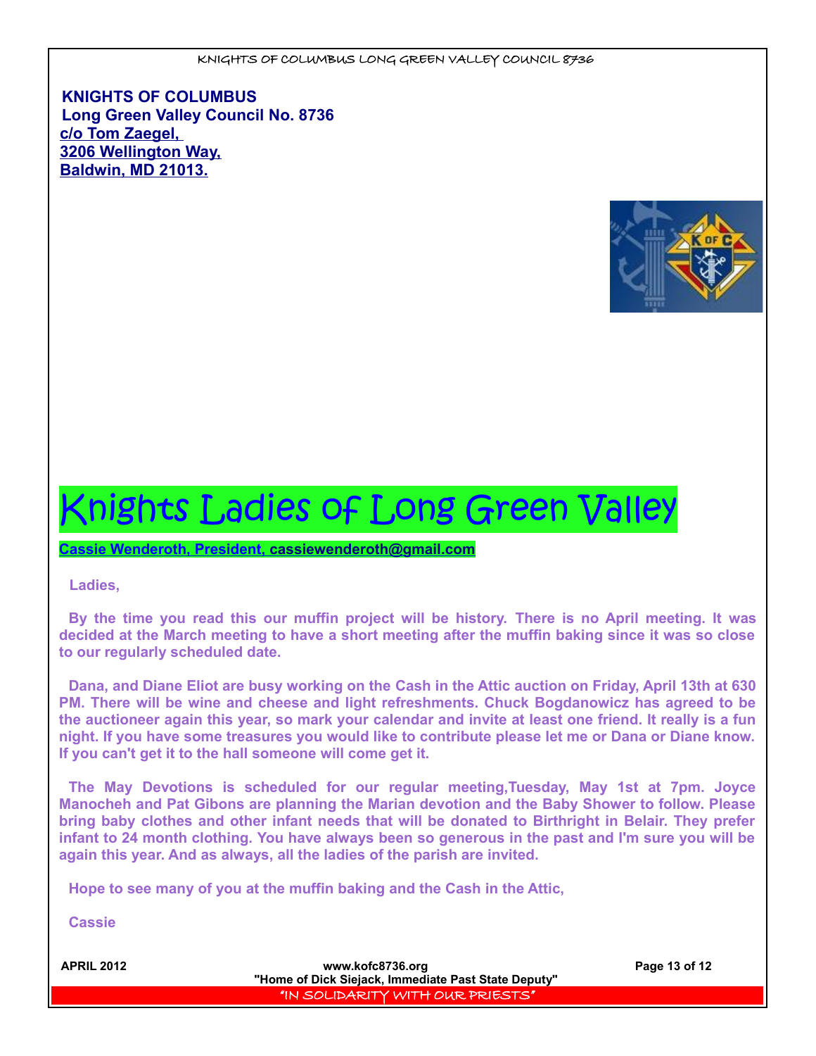**KNIGHTS OF COLUMBUS**
**Long Green Valley Council No. 8736**
**c/o Tom Zaegel,**
**3206 Wellington Way,**
**Baldwin, MD 21013.**

# Knights Ladies of Long Green Valley

**Cassie Wenderoth, President, cassiewenderoth@gmail.com**

**Ladies,**

**By the time you read this our muffin project will be history. There is no April meeting. It was decided at the March meeting to have a short meeting after the muffin baking since it was so close to our regularly scheduled date.**

**Dana, and Diane Eliot are busy working on the Cash in the Attic auction on Friday, April 13th at 630 PM. There will be wine and cheese and light refreshments. Chuck Bogdanowicz has agreed to be the auctioneer again this year, so mark your calendar and invite at least one friend. It really is a fun night. If you have some treasures you would like to contribute please let me or Dana or Diane know. If you can't get it to the hall someone will come get it.**

**The May Devotions is scheduled for our regular meeting,Tuesday, May 1st at 7pm. Joyce Manocheh and Pat Gibons are planning the Marian devotion and the Baby Shower to follow. Please bring baby clothes and other infant needs that will be donated to Birthright in Belair. They prefer infant to 24 month clothing. You have always been so generous in the past and I'm sure you will be again this year. And as always, all the ladies of the parish are invited.**

**Hope to see many of you at the muffin baking and the Cash in the Attic,**

**Cassie**